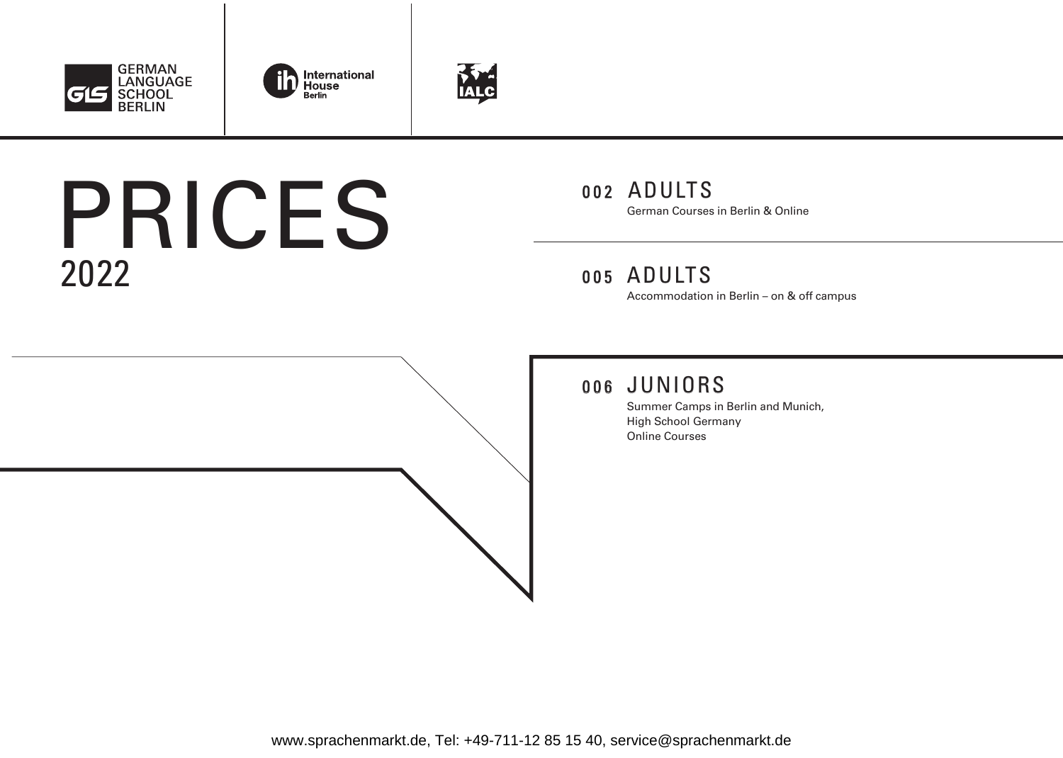GERMAN LANGUAGE SCHOOL BERLIN

International House Berlin

IALC

# PRICES
## 2022

**002 ADULTS**
German Courses in Berlin & Online

**005 ADULTS**
Accommodation in Berlin – on & off campus

**006 JUNIORS**
Summer Camps in Berlin and Munich,
High School Germany
Online Courses

www.sprachenmarkt.de, Tel: +49-711-12 85 15 40, service@sprachenmarkt.de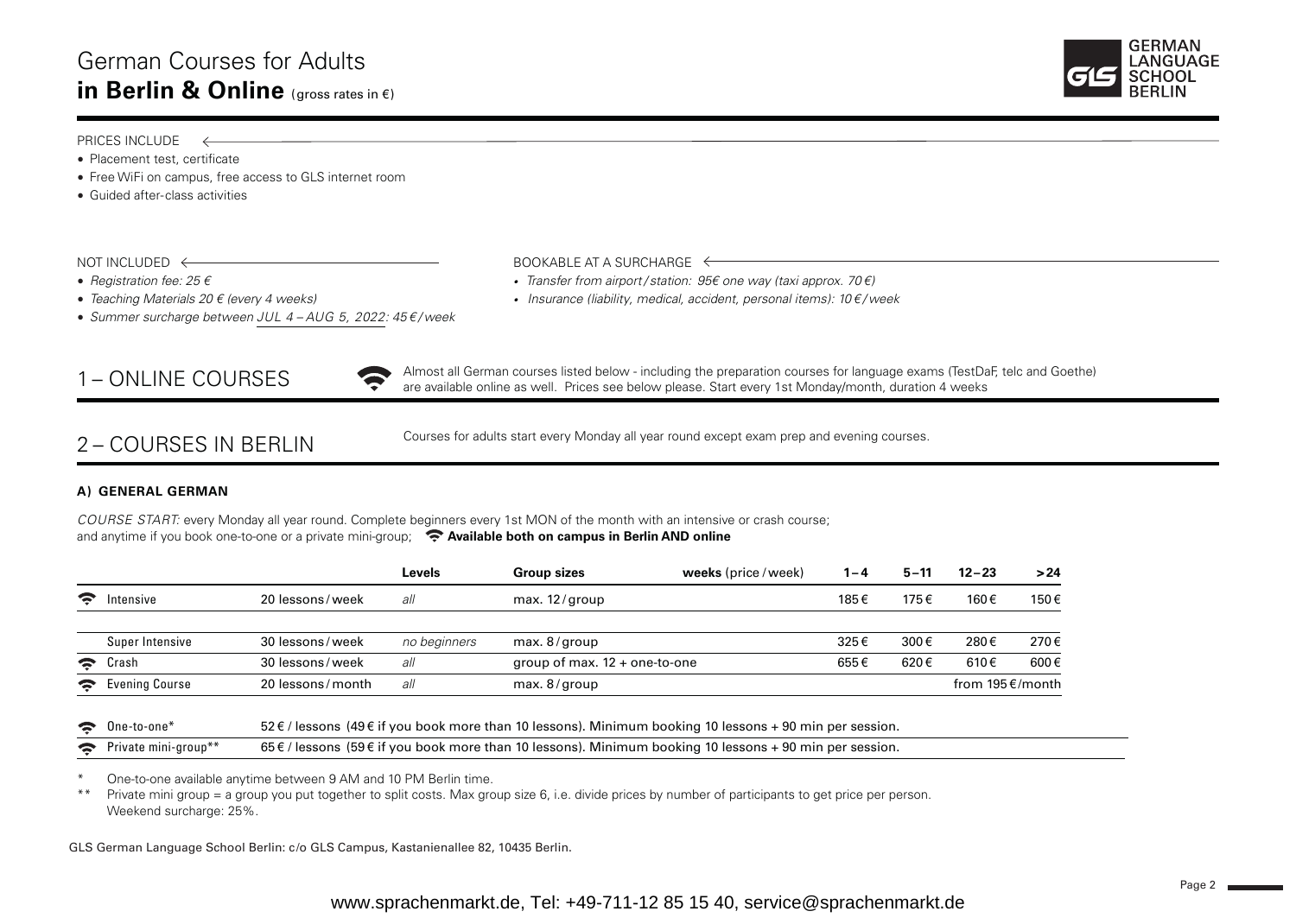# German Courses for Adults

## in Berlin & Online (gross rates in €)

GERMAN LANGUAGE SCHOOL BERLIN

PRICES INCLUDE

- Placement test, certificate
- Free WiFi on campus, free access to GLS internet room
- Guided after-class activities

NOT INCLUDED

- *Registration fee: 25 €*
- *Teaching Materials 20 € (every 4 weeks)*
- *Summer surcharge between JUL 4 – AUG 5, 2022: 45 €/week*

BOOKABLE AT A SURCHARGE

- *Transfer from airport/station: 95€ one way (taxi approx. 70 €)*
- *Insurance (liability, medical, accident, personal items): 10 €/week*

## 1 – ONLINE COURSES

Almost all German courses listed below - including the preparation courses for language exams (TestDaF, telc and Goethe) are available online as well. Prices see below please. Start every 1st Monday/month, duration 4 weeks

## 2 – COURSES IN BERLIN

Courses for adults start every Monday all year round except exam prep and evening courses.

### A) GENERAL GERMAN

*COURSE START:* every Monday all year round. Complete beginners every 1st MON of the month with an intensive or crash course; and anytime if you book one-to-one or a private mini-group; **Available both on campus in Berlin AND online**

| | | Levels | Group sizes | weeks (price/week) 1–4 | 5–11 | 12–23 | >24 |
|---|---|---|---|---|---|---|---|
| Intensive (online available) | 20 lessons/week | all | max. 12/group | 185 € | 175 € | 160 € | 150 € |
| Super Intensive | 30 lessons/week | no beginners | max. 8/group | 325 € | 300 € | 280 € | 270 € |
| Crash (online available) | 30 lessons/week | all | group of max. 12 + one-to-one | 655 € | 620 € | 610 € | 600 € |
| Evening Course (online available) | 20 lessons/month | all | max. 8/group | | | from 195 €/month | |

| | |
|---|---|
| One-to-one* (online available) | 52 € / lessons (49 € if you book more than 10 lessons). Minimum booking 10 lessons + 90 min per session. |
| Private mini-group** (online available) | 65 € / lessons (59 € if you book more than 10 lessons). Minimum booking 10 lessons + 90 min per session. |

\* One-to-one available anytime between 9 AM and 10 PM Berlin time.

\*\* Private mini group = a group you put together to split costs. Max group size 6, i.e. divide prices by number of participants to get price per person. Weekend surcharge: 25%.

GLS German Language School Berlin: c/o GLS Campus, Kastanienallee 82, 10435 Berlin.

www.sprachenmarkt.de, Tel: +49-711-12 85 15 40, service@sprachenmarkt.de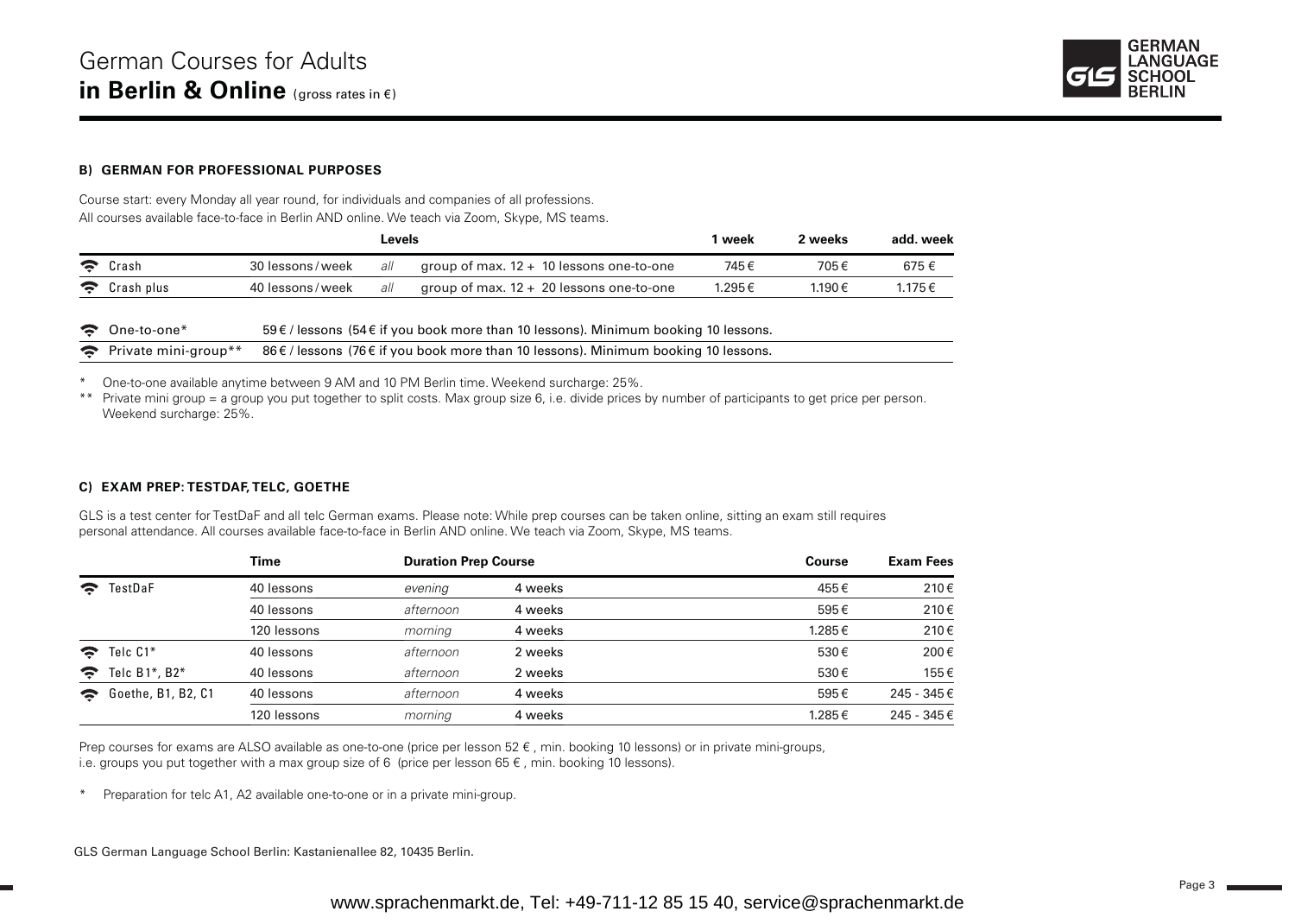# German Courses for Adults
## **in Berlin & Online** (gross rates in €)

GERMAN LANGUAGE SCHOOL BERLIN

### B) GERMAN FOR PROFESSIONAL PURPOSES

Course start: every Monday all year round, for individuals and companies of all professions.
All courses available face-to-face in Berlin AND online. We teach via Zoom, Skype, MS teams.

| | | Levels | | 1 week | 2 weeks | add. week |
|---|---|---|---|---|---|---|
| Crash | 30 lessons / week | all | group of max. 12 + 10 lessons one-to-one | 745 € | 705 € | 675 € |
| Crash plus | 40 lessons / week | all | group of max. 12 + 20 lessons one-to-one | 1.295 € | 1.190 € | 1.175 € |

| | |
|---|---|
| One-to-one* | 59 € / lessons (54 € if you book more than 10 lessons). Minimum booking 10 lessons. |
| Private mini-group** | 86 € / lessons (76 € if you book more than 10 lessons). Minimum booking 10 lessons. |

\* One-to-one available anytime between 9 AM and 10 PM Berlin time. Weekend surcharge: 25%.

\*\* Private mini group = a group you put together to split costs. Max group size 6, i.e. divide prices by number of participants to get price per person. Weekend surcharge: 25%.

### C) EXAM PREP: TESTDAF, TELC, GOETHE

GLS is a test center for TestDaF and all telc German exams. Please note: While prep courses can be taken online, sitting an exam still requires personal attendance. All courses available face-to-face in Berlin AND online. We teach via Zoom, Skype, MS teams.

| | Time | Duration Prep Course | | Course | Exam Fees |
|---|---|---|---|---|---|
| TestDaF | 40 lessons | *evening* | 4 weeks | 455 € | 210 € |
| | 40 lessons | *afternoon* | 4 weeks | 595 € | 210 € |
| | 120 lessons | *morning* | 4 weeks | 1.285 € | 210 € |
| Telc C1* | 40 lessons | *afternoon* | 2 weeks | 530 € | 200 € |
| Telc B1*, B2* | 40 lessons | *afternoon* | 2 weeks | 530 € | 155 € |
| Goethe, B1, B2, C1 | 40 lessons | *afternoon* | 4 weeks | 595 € | 245 - 345 € |
| | 120 lessons | *morning* | 4 weeks | 1.285 € | 245 - 345 € |

Prep courses for exams are ALSO available as one-to-one (price per lesson 52 €, min. booking 10 lessons) or in private mini-groups, i.e. groups you put together with a max group size of 6 (price per lesson 65 €, min. booking 10 lessons).

\* Preparation for telc A1, A2 available one-to-one or in a private mini-group.

GLS German Language School Berlin: Kastanienallee 82, 10435 Berlin.

www.sprachenmarkt.de, Tel: +49-711-12 85 15 40, service@sprachenmarkt.de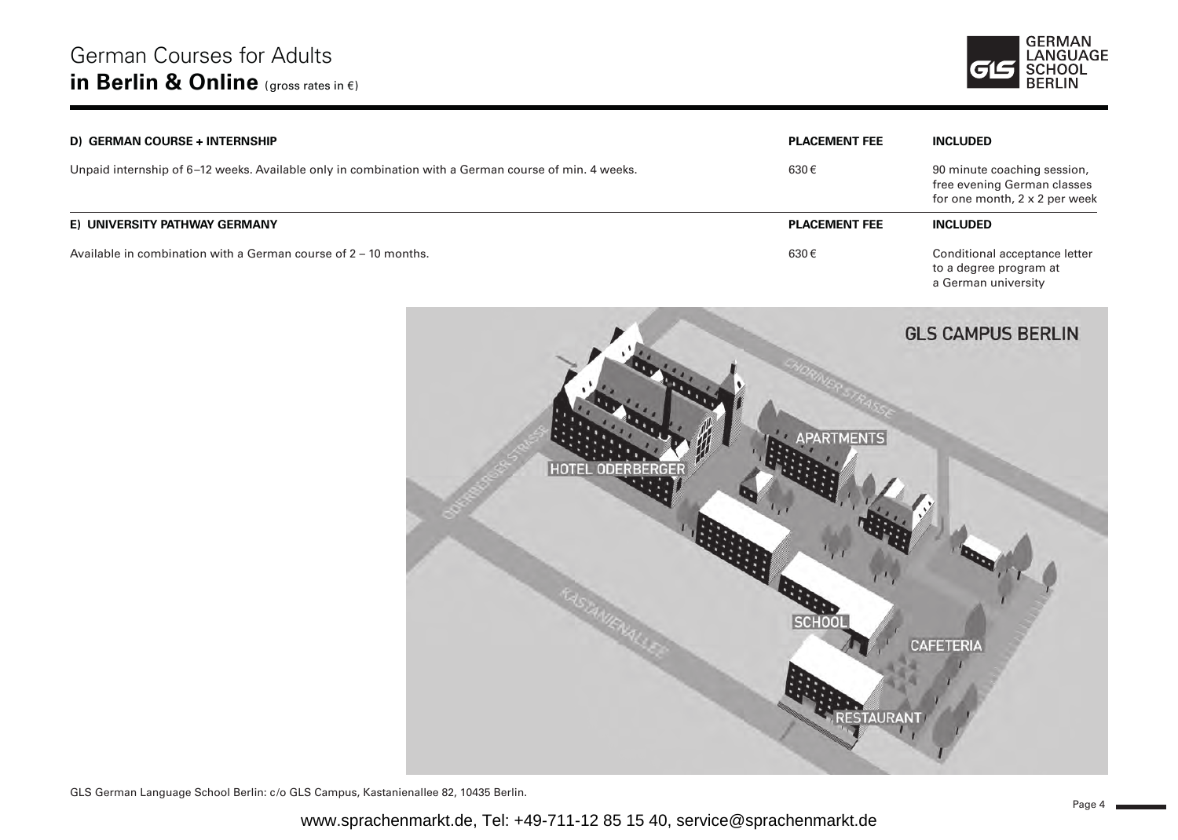# German Courses for Adults
## in Berlin & Online (gross rates in €)

| D) GERMAN COURSE + INTERNSHIP | PLACEMENT FEE | INCLUDED |
|---|---|---|
| Unpaid internship of 6–12 weeks. Available only in combination with a German course of min. 4 weeks. | 630 € | 90 minute coaching session, free evening German classes for one month, 2 x 2 per week |

| E) UNIVERSITY PATHWAY GERMANY | PLACEMENT FEE | INCLUDED |
|---|---|---|
| Available in combination with a German course of 2 – 10 months. | 630 € | Conditional acceptance letter to a degree program at a German university |

GLS CAMPUS BERLIN

CHORINER STRASSE

ODERBERGER STRASSE

KASTANIENALLEE

HOTEL ODERBERGER

APARTMENTS

SCHOOL

CAFETERIA

RESTAURANT

GLS German Language School Berlin: c/o GLS Campus, Kastanienallee 82, 10435 Berlin.

www.sprachenmarkt.de, Tel: +49-711-12 85 15 40, service@sprachenmarkt.de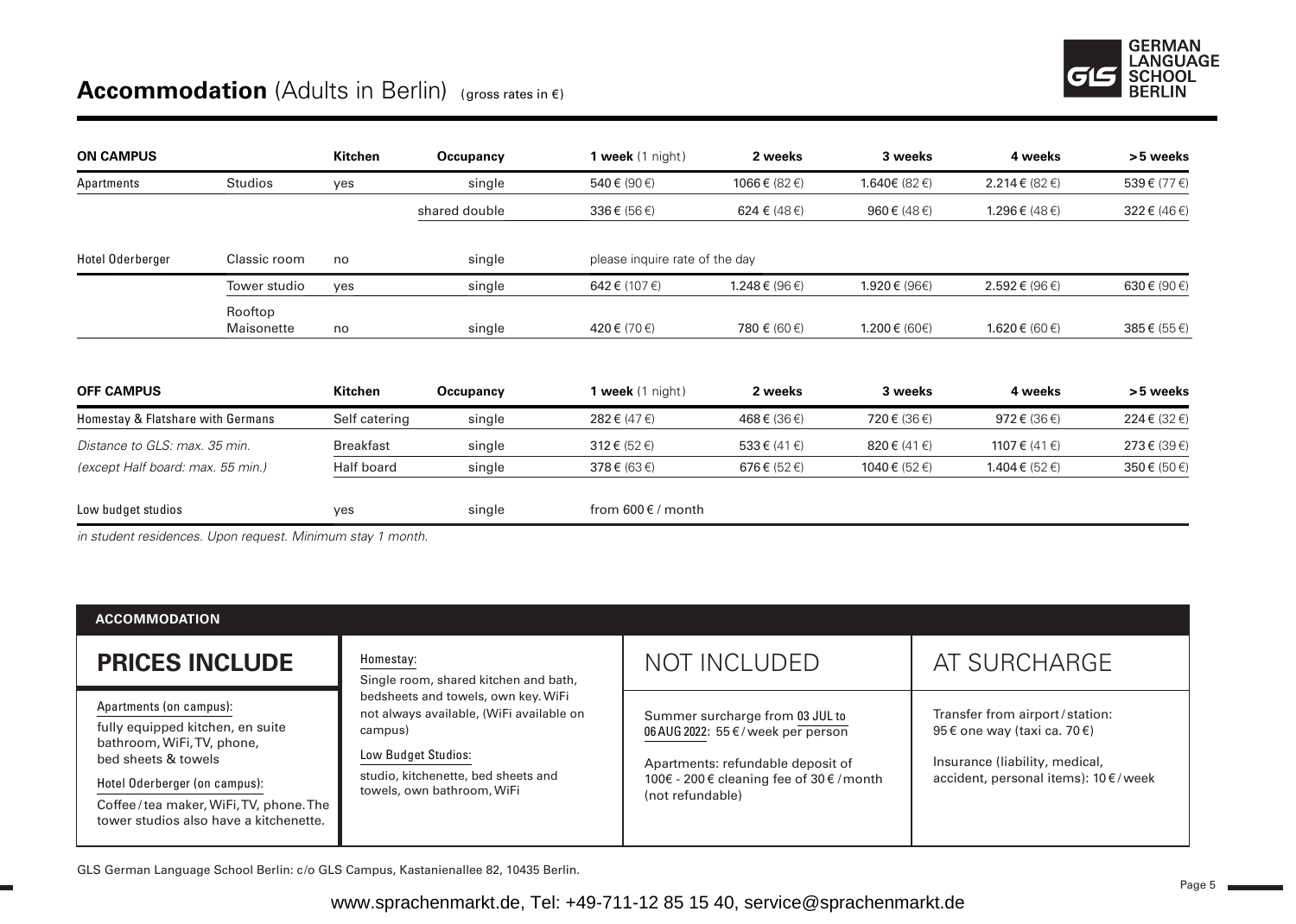# **Accommodation** (Adults in Berlin) (gross rates in €)

| ON CAMPUS | | Kitchen | Occupancy | 1 week (1 night) | 2 weeks | 3 weeks | 4 weeks | >5 weeks |
|---|---|---|---|---|---|---|---|---|
| Apartments | Studios | yes | single | 540 € (90 €) | 1066 € (82 €) | 1.640€ (82 €) | 2.214 € (82 €) | 539 € (77 €) |
| | | | shared double | 336 € (56 €) | 624 € (48 €) | 960 € (48 €) | 1.296 € (48 €) | 322 € (46 €) |
| Hotel Oderberger | Classic room | no | single | please inquire rate of the day | | | | |
| | Tower studio | yes | single | 642 € (107 €) | 1.248 € (96 €) | 1.920 € (96€) | 2.592 € (96 €) | 630 € (90 €) |
| | Rooftop Maisonette | no | single | 420 € (70 €) | 780 € (60 €) | 1.200 € (60€) | 1.620 € (60 €) | 385 € (55 €) |

| OFF CAMPUS | Kitchen | Occupancy | 1 week (1 night) | 2 weeks | 3 weeks | 4 weeks | >5 weeks |
|---|---|---|---|---|---|---|---|
| Homestay & Flatshare with Germans | Self catering | single | 282 € (47 €) | 468 € (36 €) | 720 € (36 €) | 972 € (36 €) | 224 € (32 €) |
| *Distance to GLS: max. 35 min.* | Breakfast | single | 312 € (52 €) | 533 € (41 €) | 820 € (41 €) | 1107 € (41 €) | 273 € (39 €) |
| *(except Half board: max. 55 min.)* | Half board | single | 378 € (63 €) | 676 € (52 €) | 1040 € (52 €) | 1.404 € (52 €) | 350 € (50 €) |
| Low budget studios | yes | single | from 600 € / month | | | | |

*in student residences. Upon request. Minimum stay 1 month.*

## ACCOMMODATION

### PRICES INCLUDE

Apartments (on campus):
fully equipped kitchen, en suite bathroom, WiFi, TV, phone, bed sheets & towels

Hotel Oderberger (on campus):
Coffee / tea maker, WiFi, TV, phone. The tower studios also have a kitchenette.

Homestay:
Single room, shared kitchen and bath, bedsheets and towels, own key. WiFi not always available, (WiFi available on campus)

Low Budget Studios:
studio, kitchenette, bed sheets and towels, own bathroom, WiFi

### NOT INCLUDED

Summer surcharge from 03 JUL to 06 AUG 2022: 55 € / week per person

Apartments: refundable deposit of 100€ - 200 € cleaning fee of 30 € / month (not refundable)

### AT SURCHARGE

Transfer from airport / station: 95 € one way (taxi ca. 70 €)

Insurance (liability, medical, accident, personal items): 10 € / week

GLS German Language School Berlin: c/o GLS Campus, Kastanienallee 82, 10435 Berlin.

www.sprachenmarkt.de, Tel: +49-711-12 85 15 40, service@sprachenmarkt.de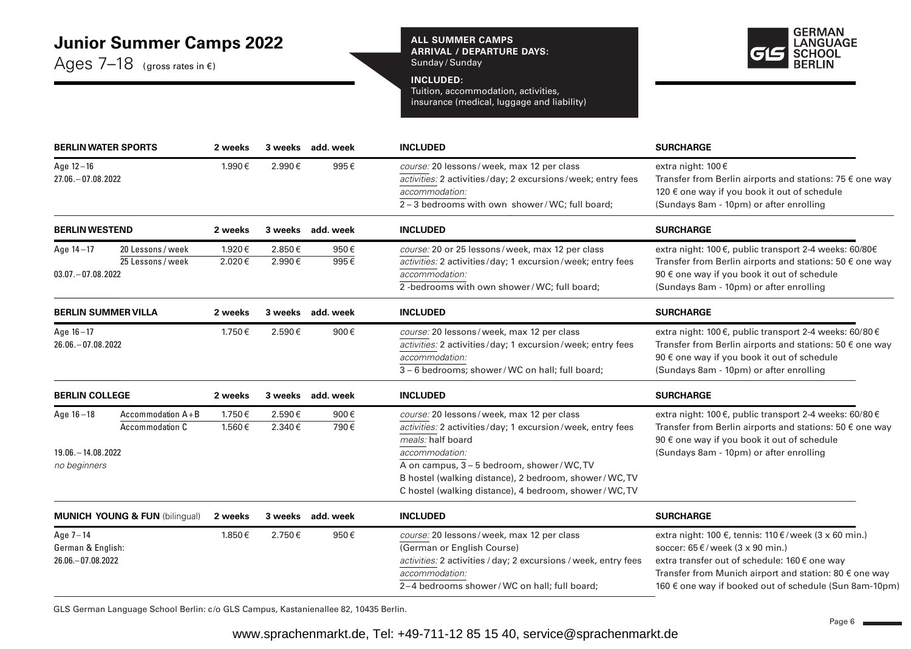# Junior Summer Camps 2022

Ages 7–18 (gross rates in €)

**ALL SUMMER CAMPS ARRIVAL / DEPARTURE DAYS:**
Sunday / Sunday

**INCLUDED:**
Tuition, accommodation, activities, insurance (medical, luggage and liability)

GERMAN LANGUAGE SCHOOL BERLIN

| BERLIN WATER SPORTS | | 2 weeks | 3 weeks | add. week | INCLUDED | SURCHARGE |
|---|---|---|---|---|---|---|
| Age 12–16<br>27.06.–07.08.2022 | | 1.990 € | 2.990 € | 995 € | *course:* 20 lessons / week, max 12 per class<br>*activities:* 2 activities / day; 2 excursions / week; entry fees<br>*accommodation:*<br>2–3 bedrooms with own shower / WC; full board; | extra night: 100 €<br>Transfer from Berlin airports and stations: 75 € one way<br>120 € one way if you book it out of schedule<br>(Sundays 8am - 10pm) or after enrolling |

| BERLIN WESTEND | | 2 weeks | 3 weeks | add. week | INCLUDED | SURCHARGE |
|---|---|---|---|---|---|---|
| Age 14–17 | 20 Lessons / week | 1.920 € | 2.850 € | 950 € | *course:* 20 or 25 lessons / week, max 12 per class<br>*activities:* 2 activities / day; 1 excursion / week; entry fees<br>*accommodation:*<br>2 -bedrooms with own shower / WC; full board; | extra night: 100 €, public transport 2-4 weeks: 60/80€<br>Transfer from Berlin airports and stations: 50 € one way<br>90 € one way if you book it out of schedule<br>(Sundays 8am - 10pm) or after enrolling |
| 03.07.–07.08.2022 | 25 Lessons / week | 2.020 € | 2.990 € | 995 € | | |

| BERLIN SUMMER VILLA | | 2 weeks | 3 weeks | add. week | INCLUDED | SURCHARGE |
|---|---|---|---|---|---|---|
| Age 16–17<br>26.06.–07.08.2022 | | 1.750 € | 2.590 € | 900 € | *course:* 20 lessons / week, max 12 per class<br>*activities:* 2 activities / day; 1 excursion / week; entry fees<br>*accommodation:*<br>3–6 bedrooms; shower / WC on hall; full board; | extra night: 100 €, public transport 2-4 weeks: 60/80 €<br>Transfer from Berlin airports and stations: 50 € one way<br>90 € one way if you book it out of schedule<br>(Sundays 8am - 10pm) or after enrolling |

| BERLIN COLLEGE | | 2 weeks | 3 weeks | add. week | INCLUDED | SURCHARGE |
|---|---|---|---|---|---|---|
| Age 16–18 | Accommodation A+B | 1.750 € | 2.590 € | 900 € | *course:* 20 lessons / week, max 12 per class<br>*activities:* 2 activities / day; 1 excursion / week, entry fees<br>*meals:* half board<br>*accommodation:*<br>A on campus, 3–5 bedroom, shower / WC, TV<br>B hostel (walking distance), 2 bedroom, shower / WC, TV<br>C hostel (walking distance), 4 bedroom, shower / WC, TV | extra night: 100 €, public transport 2-4 weeks: 60/80 €<br>Transfer from Berlin airports and stations: 50 € one way<br>90 € one way if you book it out of schedule<br>(Sundays 8am - 10pm) or after enrolling |
| 19.06.–14.08.2022<br>*no beginners* | Accommodation C | 1.560 € | 2.340 € | 790 € | | |

| MUNICH YOUNG & FUN (bilingual) | | 2 weeks | 3 weeks | add. week | INCLUDED | SURCHARGE |
|---|---|---|---|---|---|---|
| Age 7–14<br>German & English:<br>26.06.–07.08.2022 | | 1.850 € | 2.750 € | 950 € | *course:* 20 lessons / week, max 12 per class<br>(German or English Course)<br>*activities:* 2 activities / day; 2 excursions / week, entry fees<br>*accommodation:*<br>2–4 bedrooms shower / WC on hall; full board; | extra night: 100 €, tennis: 110 € / week (3 x 60 min.)<br>soccer: 65 € / week (3 x 90 min.)<br>extra transfer out of schedule: 160 € one way<br>Transfer from Munich airport and station: 80 € one way<br>160 € one way if booked out of schedule (Sun 8am-10pm) |

GLS German Language School Berlin: c/o GLS Campus, Kastanienallee 82, 10435 Berlin.

www.sprachenmarkt.de, Tel: +49-711-12 85 15 40, service@sprachenmarkt.de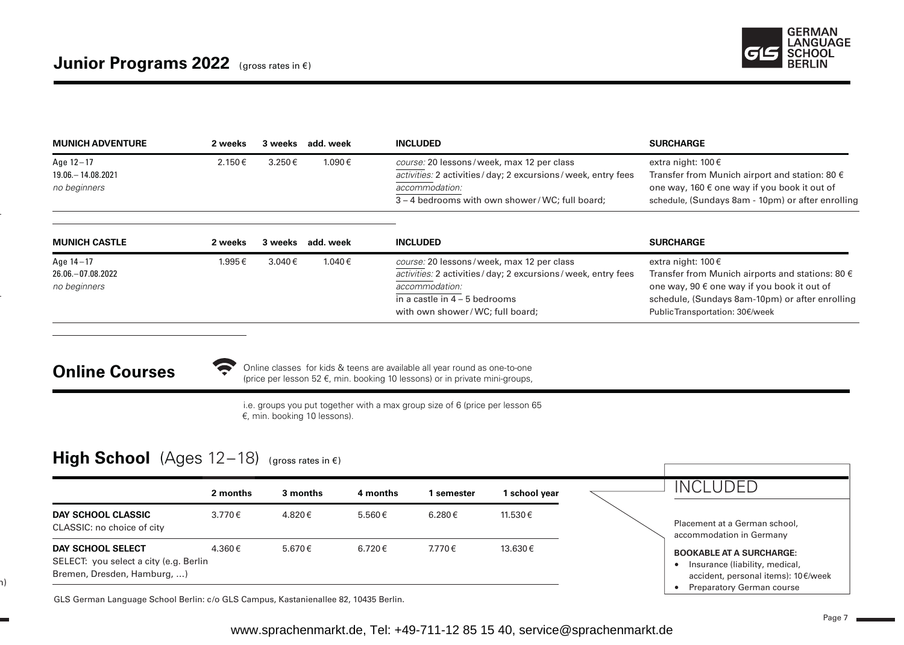# Junior Programs 2022 (gross rates in €)

| MUNICH ADVENTURE | 2 weeks | 3 weeks | add. week | INCLUDED | SURCHARGE |
|---|---|---|---|---|---|
| Age 12–17<br>19.06.–14.08.2021<br>*no beginners* | 2.150 € | 3.250 € | 1.090 € | *course:* 20 lessons / week, max 12 per class<br>*activities:* 2 activities / day; 2 excursions / week, entry fees<br>*accommodation:*<br>3–4 bedrooms with own shower / WC; full board; | extra night: 100 €<br>Transfer from Munich airport and station: 80 € one way, 160 € one way if you book it out of schedule, (Sundays 8am - 10pm) or after enrolling |

| MUNICH CASTLE | 2 weeks | 3 weeks | add. week | INCLUDED | SURCHARGE |
|---|---|---|---|---|---|
| Age 14–17<br>26.06.–07.08.2022<br>*no beginners* | 1.995 € | 3.040 € | 1.040 € | *course:* 20 lessons / week, max 12 per class<br>*activities:* 2 activities / day; 2 excursions / week, entry fees<br>*accommodation:*<br>in a castle in 4–5 bedrooms<br>with own shower / WC; full board; | extra night: 100 €<br>Transfer from Munich airports and stations: 80 € one way, 90 € one way if you book it out of schedule, (Sundays 8am-10pm) or after enrolling<br>Public Transportation: 30€/week |

## Online Courses

Online classes for kids & teens are available all year round as one-to-one (price per lesson 52 €, min. booking 10 lessons) or in private mini-groups, i.e. groups you put together with a max group size of 6 (price per lesson 65 €, min. booking 10 lessons).

## High School (Ages 12–18) (gross rates in €)

| | 2 months | 3 months | 4 months | 1 semester | 1 school year |
|---|---|---|---|---|---|
| **DAY SCHOOL CLASSIC**<br>CLASSIC: no choice of city | 3.770 € | 4.820 € | 5.560 € | 6.280 € | 11.530 € |
| **DAY SCHOOL SELECT**<br>SELECT: you select a city (e.g. Berlin Bremen, Dresden, Hamburg, ...) | 4.360 € | 5.670 € | 6.720 € | 7.770 € | 13.630 € |

### INCLUDED

Placement at a German school, accommodation in Germany

**BOOKABLE AT A SURCHARGE:**

- Insurance (liability, medical, accident, personal items): 10 €/week
- Preparatory German course

GLS German Language School Berlin: c/o GLS Campus, Kastanienallee 82, 10435 Berlin.

www.sprachenmarkt.de, Tel: +49-711-12 85 15 40, service@sprachenmarkt.de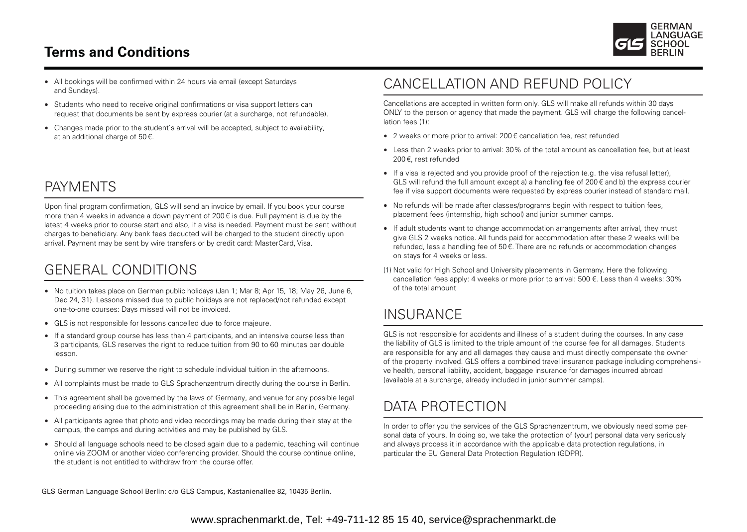# Terms and Conditions

GERMAN LANGUAGE SCHOOL BERLIN

- All bookings will be confirmed within 24 hours via email (except Saturdays and Sundays).
- Students who need to receive original confirmations or visa support letters can request that documents be sent by express courier (at a surcharge, not refundable).
- Changes made prior to the student`s arrival will be accepted, subject to availability, at an additional charge of 50 €.

## PAYMENTS

Upon final program confirmation, GLS will send an invoice by email. If you book your course more than 4 weeks in advance a down payment of 200 € is due. Full payment is due by the latest 4 weeks prior to course start and also, if a visa is needed. Payment must be sent without charges to beneficiary. Any bank fees deducted will be charged to the student directly upon arrival. Payment may be sent by wire transfers or by credit card: MasterCard, Visa.

## GENERAL CONDITIONS

- No tuition takes place on German public holidays (Jan 1; Mar 8; Apr 15, 18; May 26, June 6, Dec 24, 31). Lessons missed due to public holidays are not replaced/not refunded except one-to-one courses: Days missed will not be invoiced.
- GLS is not responsible for lessons cancelled due to force majeure.
- If a standard group course has less than 4 participants, and an intensive course less than 3 participants, GLS reserves the right to reduce tuition from 90 to 60 minutes per double lesson.
- During summer we reserve the right to schedule individual tuition in the afternoons.
- All complaints must be made to GLS Sprachenzentrum directly during the course in Berlin.
- This agreement shall be governed by the laws of Germany, and venue for any possible legal proceeding arising due to the administration of this agreement shall be in Berlin, Germany.
- All participants agree that photo and video recordings may be made during their stay at the campus, the camps and during activities and may be published by GLS.
- Should all language schools need to be closed again due to a pademic, teaching will continue online via ZOOM or another video conferencing provider. Should the course continue online, the student is not entitled to withdraw from the course offer.

## CANCELLATION AND REFUND POLICY

Cancellations are accepted in written form only. GLS will make all refunds within 30 days ONLY to the person or agency that made the payment. GLS will charge the following cancellation fees (1):

- 2 weeks or more prior to arrival: 200 € cancellation fee, rest refunded
- Less than 2 weeks prior to arrival: 30 % of the total amount as cancellation fee, but at least 200 €, rest refunded
- If a visa is rejected and you provide proof of the rejection (e.g. the visa refusal letter), GLS will refund the full amount except a) a handling fee of 200 € and b) the express courier fee if visa support documents were requested by express courier instead of standard mail.
- No refunds will be made after classes/programs begin with respect to tuition fees, placement fees (internship, high school) and junior summer camps.
- If adult students want to change accommodation arrangements after arrival, they must give GLS 2 weeks notice. All funds paid for accommodation after these 2 weeks will be refunded, less a handling fee of 50 €. There are no refunds or accommodation changes on stays for 4 weeks or less.

(1) Not valid for High School and University placements in Germany. Here the following cancellation fees apply: 4 weeks or more prior to arrival: 500 €. Less than 4 weeks: 30% of the total amount

## INSURANCE

GLS is not responsible for accidents and illness of a student during the courses. In any case the liability of GLS is limited to the triple amount of the course fee for all damages. Students are responsible for any and all damages they cause and must directly compensate the owner of the property involved. GLS offers a combined travel insurance package including comprehensive health, personal liability, accident, baggage insurance for damages incurred abroad (available at a surcharge, already included in junior summer camps).

## DATA PROTECTION

In order to offer you the services of the GLS Sprachenzentrum, we obviously need some personal data of yours. In doing so, we take the protection of (your) personal data very seriously and always process it in accordance with the applicable data protection regulations, in particular the EU General Data Protection Regulation (GDPR).

GLS German Language School Berlin: c/o GLS Campus, Kastanienallee 82, 10435 Berlin.

www.sprachenmarkt.de, Tel: +49-711-12 85 15 40, service@sprachenmarkt.de